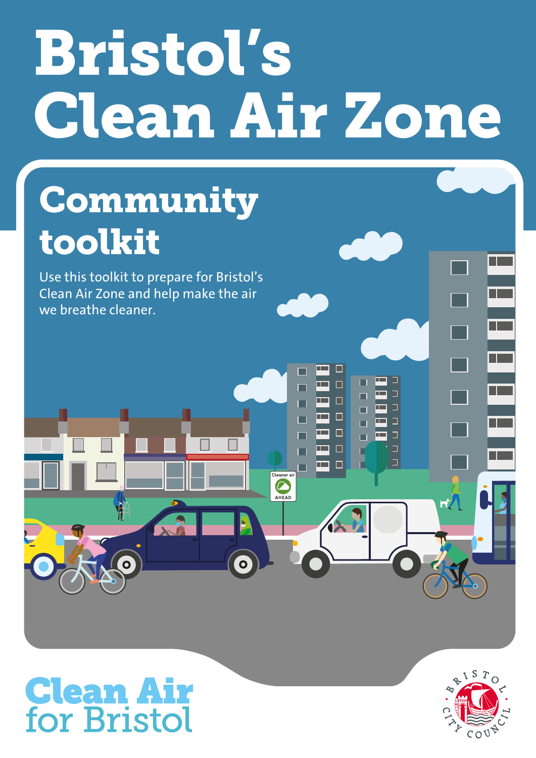# Bristol's Clean Air Zone

## Community toolkit

Use this toolkit to prepare for Bristol's Clean Air Zone and help make the air we breathe cleaner.

Clean Air for Bristol

Bristol City Council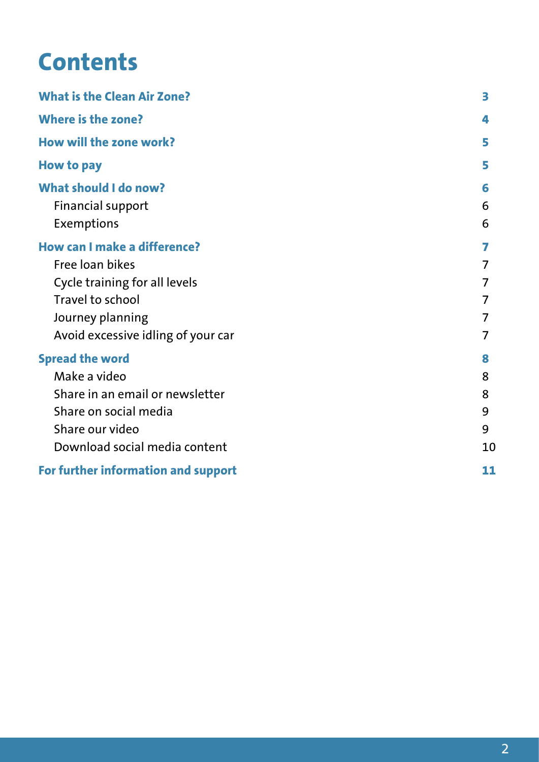# Contents

| | |
|---|---|
| **What is the Clean Air Zone?** | **3** |
| **Where is the zone?** | **4** |
| **How will the zone work?** | **5** |
| **How to pay** | **5** |
| **What should I do now?** | **6** |
| Financial support | 6 |
| Exemptions | 6 |
| **How can I make a difference?** | **7** |
| Free loan bikes | 7 |
| Cycle training for all levels | 7 |
| Travel to school | 7 |
| Journey planning | 7 |
| Avoid excessive idling of your car | 7 |
| **Spread the word** | **8** |
| Make a video | 8 |
| Share in an email or newsletter | 8 |
| Share on social media | 9 |
| Share our video | 9 |
| Download social media content | 10 |
| **For further information and support** | **11** |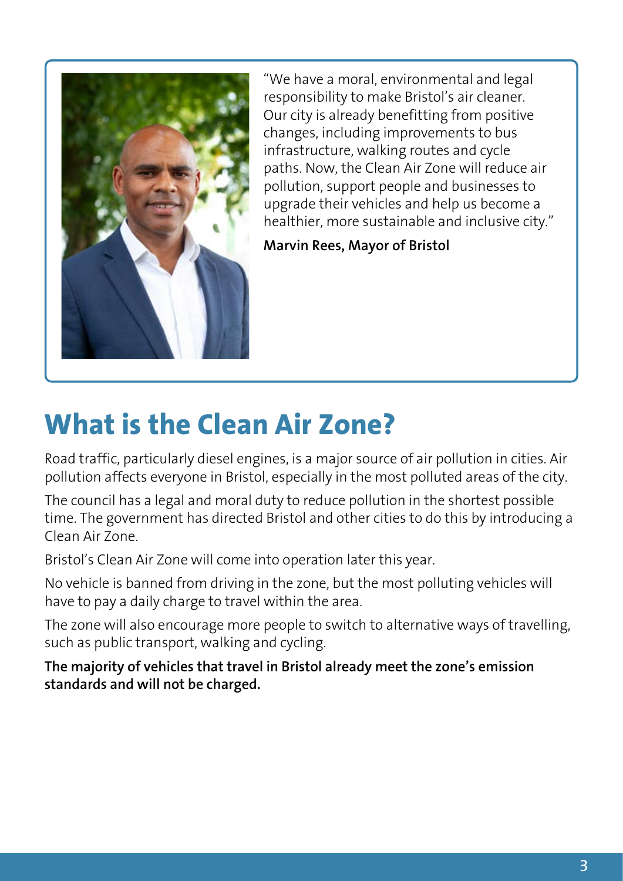"We have a moral, environmental and legal responsibility to make Bristol's air cleaner. Our city is already benefitting from positive changes, including improvements to bus infrastructure, walking routes and cycle paths. Now, the Clean Air Zone will reduce air pollution, support people and businesses to upgrade their vehicles and help us become a healthier, more sustainable and inclusive city."

**Marvin Rees, Mayor of Bristol**

# What is the Clean Air Zone?

Road traffic, particularly diesel engines, is a major source of air pollution in cities. Air pollution affects everyone in Bristol, especially in the most polluted areas of the city.

The council has a legal and moral duty to reduce pollution in the shortest possible time. The government has directed Bristol and other cities to do this by introducing a Clean Air Zone.

Bristol's Clean Air Zone will come into operation later this year.

No vehicle is banned from driving in the zone, but the most polluting vehicles will have to pay a daily charge to travel within the area.

The zone will also encourage more people to switch to alternative ways of travelling, such as public transport, walking and cycling.

**The majority of vehicles that travel in Bristol already meet the zone's emission standards and will not be charged.**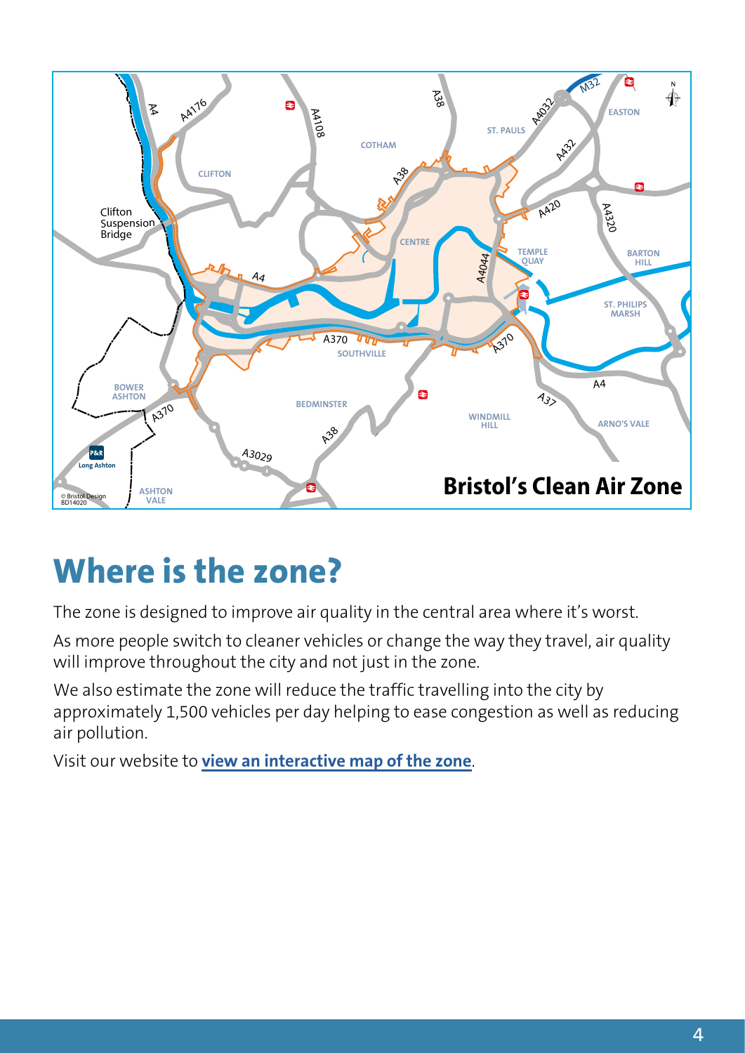## Where is the zone?

The zone is designed to improve air quality in the central area where it's worst.

As more people switch to cleaner vehicles or change the way they travel, air quality will improve throughout the city and not just in the zone.

We also estimate the zone will reduce the traffic travelling into the city by approximately 1,500 vehicles per day helping to ease congestion as well as reducing air pollution.

Visit our website to **view an interactive map of the zone**.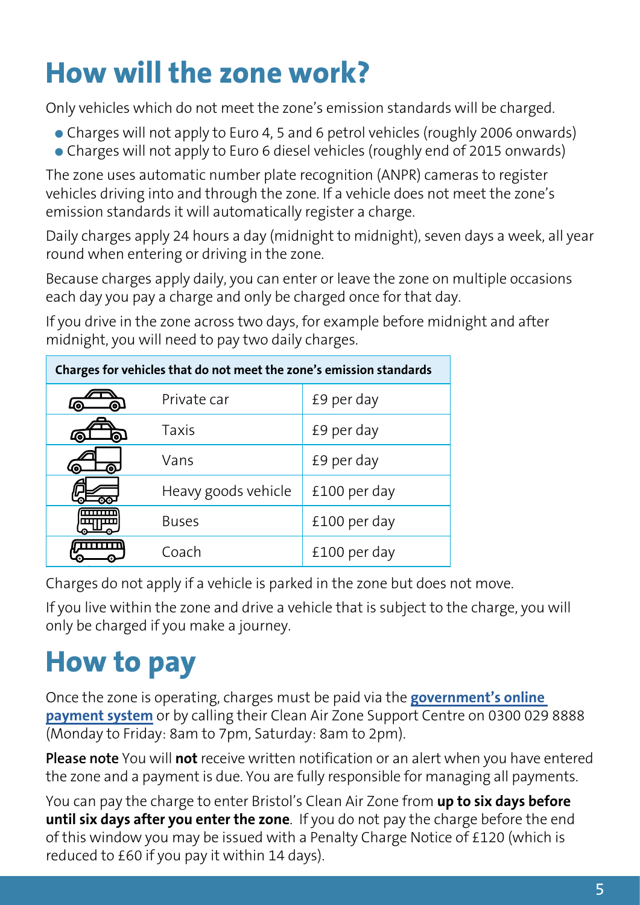# How will the zone work?

Only vehicles which do not meet the zone's emission standards will be charged.

- Charges will not apply to Euro 4, 5 and 6 petrol vehicles (roughly 2006 onwards)
- Charges will not apply to Euro 6 diesel vehicles (roughly end of 2015 onwards)

The zone uses automatic number plate recognition (ANPR) cameras to register vehicles driving into and through the zone. If a vehicle does not meet the zone's emission standards it will automatically register a charge.

Daily charges apply 24 hours a day (midnight to midnight), seven days a week, all year round when entering or driving in the zone.

Because charges apply daily, you can enter or leave the zone on multiple occasions each day you pay a charge and only be charged once for that day.

If you drive in the zone across two days, for example before midnight and after midnight, you will need to pay two daily charges.

| **Charges for vehicles that do not meet the zone's emission standards** | | |
|---|---|---|
| | Private car | £9 per day |
| | Taxis | £9 per day |
| | Vans | £9 per day |
| | Heavy goods vehicle | £100 per day |
| | Buses | £100 per day |
| | Coach | £100 per day |

Charges do not apply if a vehicle is parked in the zone but does not move.

If you live within the zone and drive a vehicle that is subject to the charge, you will only be charged if you make a journey.

# How to pay

Once the zone is operating, charges must be paid via the **government's online payment system** or by calling their Clean Air Zone Support Centre on 0300 029 8888 (Monday to Friday: 8am to 7pm, Saturday: 8am to 2pm).

**Please note** You will **not** receive written notification or an alert when you have entered the zone and a payment is due. You are fully responsible for managing all payments.

You can pay the charge to enter Bristol's Clean Air Zone from **up to six days before until six days after you enter the zone**. If you do not pay the charge before the end of this window you may be issued with a Penalty Charge Notice of £120 (which is reduced to £60 if you pay it within 14 days).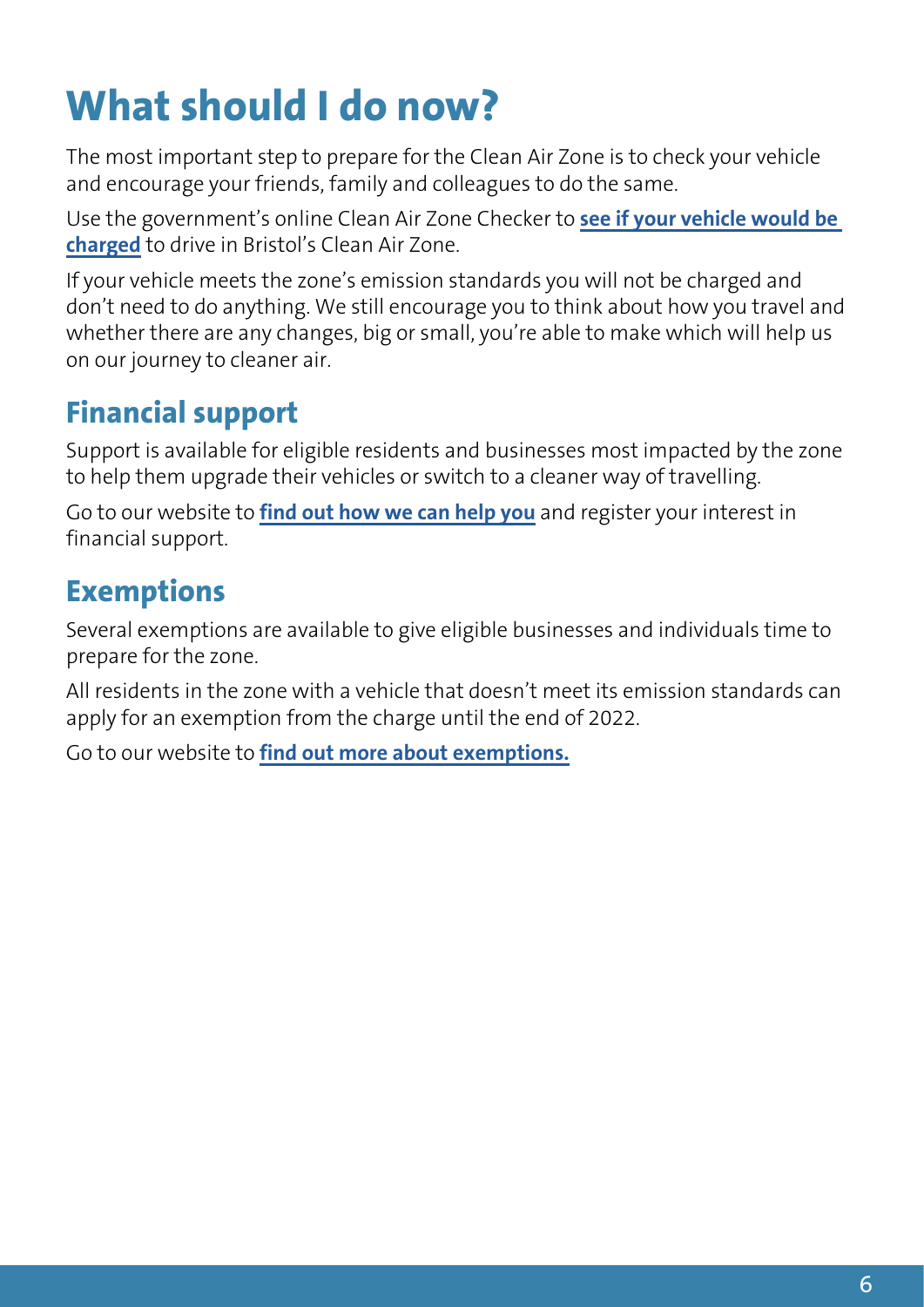# What should I do now?

The most important step to prepare for the Clean Air Zone is to check your vehicle and encourage your friends, family and colleagues to do the same.

Use the government's online Clean Air Zone Checker to **see if your vehicle would be charged** to drive in Bristol's Clean Air Zone.

If your vehicle meets the zone's emission standards you will not be charged and don't need to do anything. We still encourage you to think about how you travel and whether there are any changes, big or small, you're able to make which will help us on our journey to cleaner air.

## Financial support

Support is available for eligible residents and businesses most impacted by the zone to help them upgrade their vehicles or switch to a cleaner way of travelling.

Go to our website to **find out how we can help you** and register your interest in financial support.

## Exemptions

Several exemptions are available to give eligible businesses and individuals time to prepare for the zone.

All residents in the zone with a vehicle that doesn't meet its emission standards can apply for an exemption from the charge until the end of 2022.

Go to our website to **find out more about exemptions.**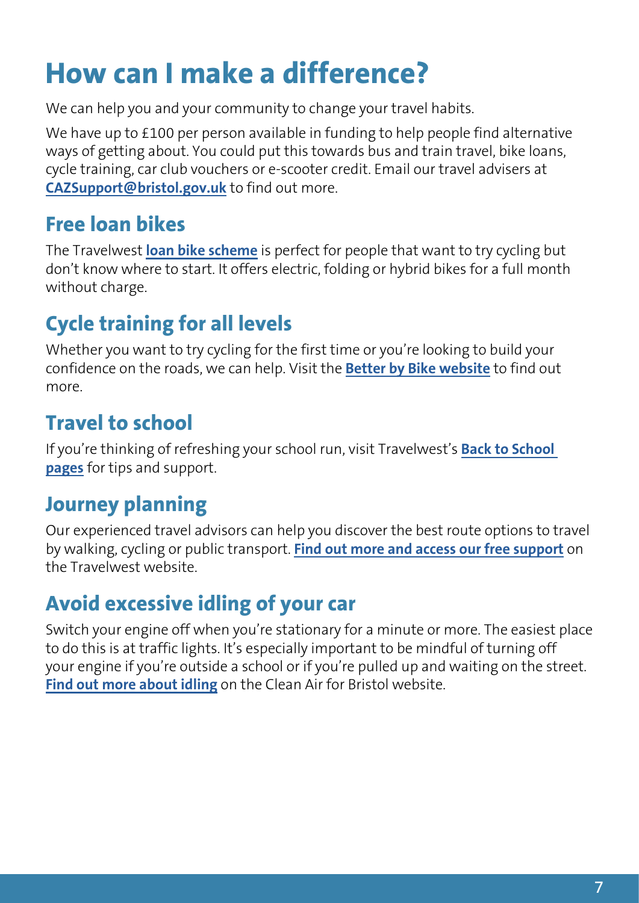# How can I make a difference?

We can help you and your community to change your travel habits.

We have up to £100 per person available in funding to help people find alternative ways of getting about. You could put this towards bus and train travel, bike loans, cycle training, car club vouchers or e-scooter credit. Email our travel advisers at **CAZSupport@bristol.gov.uk** to find out more.

## Free loan bikes

The Travelwest **loan bike scheme** is perfect for people that want to try cycling but don't know where to start. It offers electric, folding or hybrid bikes for a full month without charge.

## Cycle training for all levels

Whether you want to try cycling for the first time or you're looking to build your confidence on the roads, we can help. Visit the **Better by Bike website** to find out more.

## Travel to school

If you're thinking of refreshing your school run, visit Travelwest's **Back to School pages** for tips and support.

## Journey planning

Our experienced travel advisors can help you discover the best route options to travel by walking, cycling or public transport. **Find out more and access our free support** on the Travelwest website.

## Avoid excessive idling of your car

Switch your engine off when you're stationary for a minute or more. The easiest place to do this is at traffic lights. It's especially important to be mindful of turning off your engine if you're outside a school or if you're pulled up and waiting on the street. **Find out more about idling** on the Clean Air for Bristol website.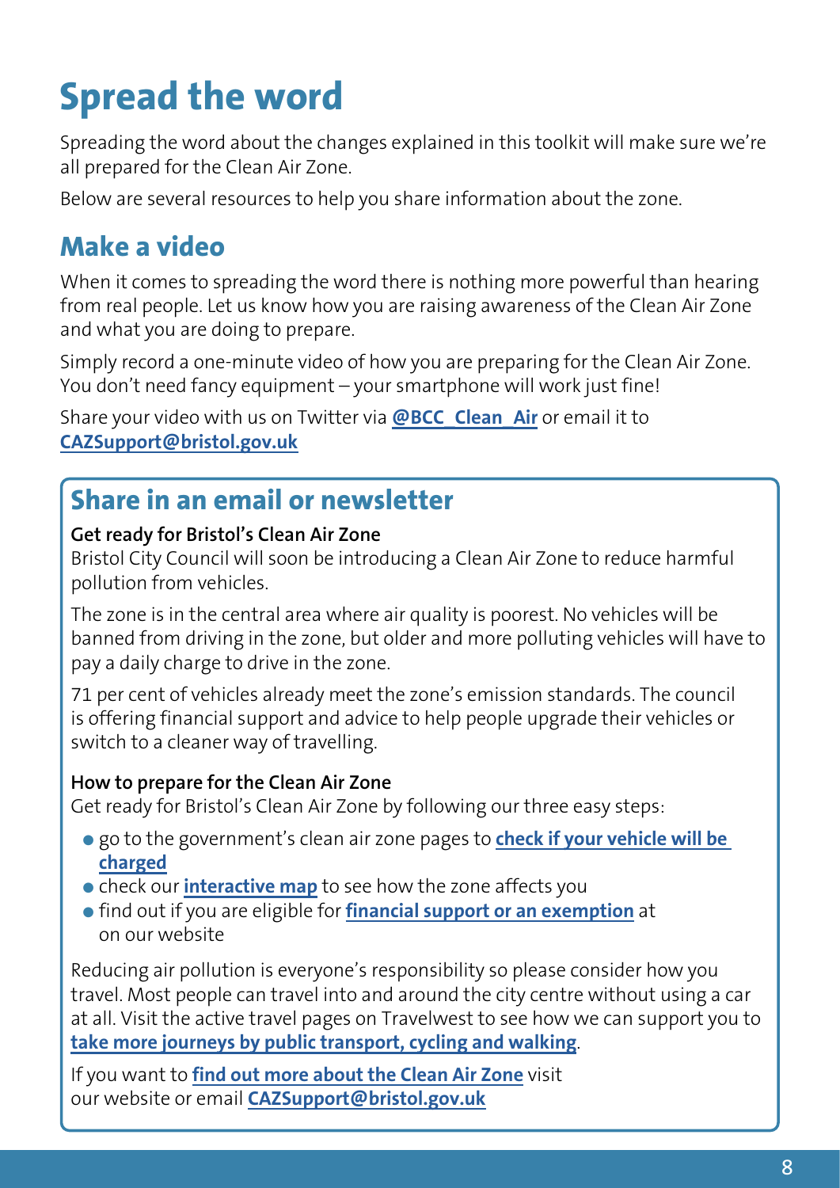# Spread the word

Spreading the word about the changes explained in this toolkit will make sure we're all prepared for the Clean Air Zone.

Below are several resources to help you share information about the zone.

## Make a video

When it comes to spreading the word there is nothing more powerful than hearing from real people. Let us know how you are raising awareness of the Clean Air Zone and what you are doing to prepare.

Simply record a one-minute video of how you are preparing for the Clean Air Zone. You don't need fancy equipment – your smartphone will work just fine!

Share your video with us on Twitter via **@BCC_Clean_Air** or email it to **CAZSupport@bristol.gov.uk**

## Share in an email or newsletter

**Get ready for Bristol's Clean Air Zone**

Bristol City Council will soon be introducing a Clean Air Zone to reduce harmful pollution from vehicles.

The zone is in the central area where air quality is poorest. No vehicles will be banned from driving in the zone, but older and more polluting vehicles will have to pay a daily charge to drive in the zone.

71 per cent of vehicles already meet the zone's emission standards. The council is offering financial support and advice to help people upgrade their vehicles or switch to a cleaner way of travelling.

**How to prepare for the Clean Air Zone**

Get ready for Bristol's Clean Air Zone by following our three easy steps:

- go to the government's clean air zone pages to **check if your vehicle will be charged**
- check our **interactive map** to see how the zone affects you
- find out if you are eligible for **financial support or an exemption** at on our website

Reducing air pollution is everyone's responsibility so please consider how you travel. Most people can travel into and around the city centre without using a car at all. Visit the active travel pages on Travelwest to see how we can support you to **take more journeys by public transport, cycling and walking**.

If you want to **find out more about the Clean Air Zone** visit our website or email **CAZSupport@bristol.gov.uk**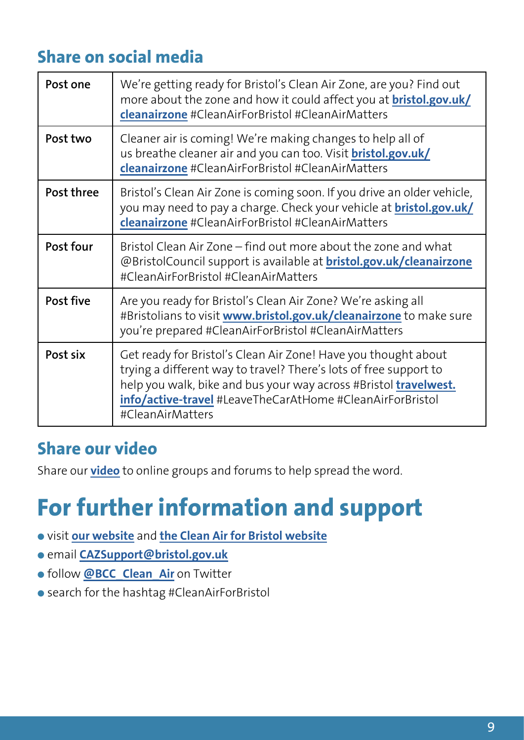## Share on social media

| | |
|---|---|
| **Post one** | We're getting ready for Bristol's Clean Air Zone, are you? Find out more about the zone and how it could affect you at **bristol.gov.uk/cleanairzone** #CleanAirForBristol #CleanAirMatters |
| **Post two** | Cleaner air is coming! We're making changes to help all of us breathe cleaner air and you can too. Visit **bristol.gov.uk/cleanairzone** #CleanAirForBristol #CleanAirMatters |
| **Post three** | Bristol's Clean Air Zone is coming soon. If you drive an older vehicle, you may need to pay a charge. Check your vehicle at **bristol.gov.uk/cleanairzone** #CleanAirForBristol #CleanAirMatters |
| **Post four** | Bristol Clean Air Zone – find out more about the zone and what @BristolCouncil support is available at **bristol.gov.uk/cleanairzone** #CleanAirForBristol #CleanAirMatters |
| **Post five** | Are you ready for Bristol's Clean Air Zone? We're asking all #Bristolians to visit **www.bristol.gov.uk/cleanairzone** to make sure you're prepared #CleanAirForBristol #CleanAirMatters |
| **Post six** | Get ready for Bristol's Clean Air Zone! Have you thought about trying a different way to travel? There's lots of free support to help you walk, bike and bus your way across #Bristol **travelwest.info/active-travel** #LeaveTheCarAtHome #CleanAirForBristol #CleanAirMatters |

## Share our video

Share our **video** to online groups and forums to help spread the word.

# For further information and support

- visit **our website** and **the Clean Air for Bristol website**
- email **CAZSupport@bristol.gov.uk**
- follow **@BCC_Clean_Air** on Twitter
- search for the hashtag #CleanAirForBristol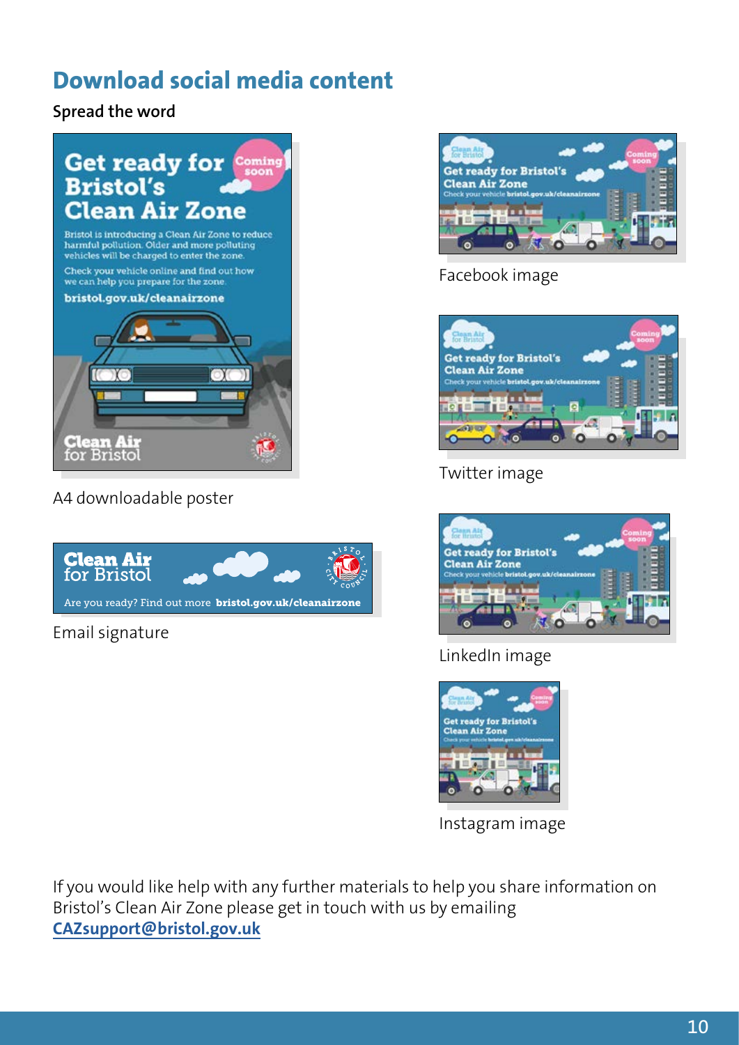## Download social media content

**Spread the word**

A4 downloadable poster

Email signature

Facebook image

Twitter image

LinkedIn image

Instagram image

If you would like help with any further materials to help you share information on Bristol's Clean Air Zone please get in touch with us by emailing **CAZsupport@bristol.gov.uk**